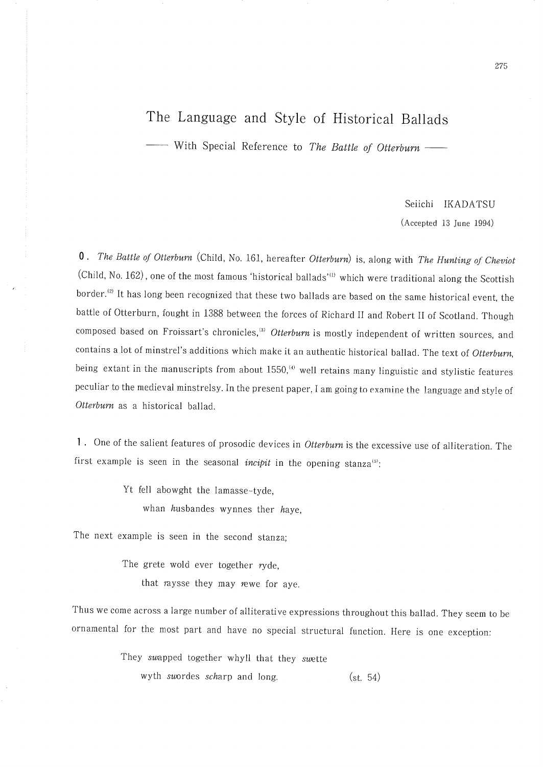# The Language and Style of Historical Ballads

## —— With Special Reference to *The Battle of Otterburn* ——

Seiichi IKADATSU

(Accepted 13 June 1994)

**0.** *The Battle of Otterburn* (Child, No. 161, hereafter *Otterburn*) is, along with *The Hunting of Cheviot* (Child, No. 162), one of the most famous 'historical ballads'[(1)] which were traditional along the Scottish border.[(2)] It has long been recognized that these two ballads are based on the same historical event, the battle of Otterburn, fought in 1388 between the forces of Richard II and Robert II of Scotland. Though composed based on Froissart's chronicles,[(3)] *Otterburn* is mostly independent of written sources, and contains a lot of minstrel's additions which make it an authentic historical ballad. The text of *Otterburn*, being extant in the manuscripts from about 1550,[(4)] well retains many linguistic and stylistic features peculiar to the medieval minstrelsy. In the present paper, I am going to examine the language and style of *Otterburn* as a historical ballad.

**1.** One of the salient features of prosodic devices in *Otterburn* is the excessive use of alliteration. The first example is seen in the seasonal *incipit* in the opening stanza[(5)]:

> Yt fell abowght the lamasse-tyde,
> whan *h*usbandes wynnes ther *h*aye,

The next example is seen in the second stanza;

> The grete wold ever together *r*yde,
> that *r*aysse they may *r*ewe for aye.

Thus we come across a large number of alliterative expressions throughout this ballad. They seem to be ornamental for the most part and have no special structural function. Here is one exception:

> They *sw*apped together whyll that they *sw*ette
> wyth *sw*ordes *sch*arp and long. (st. 54)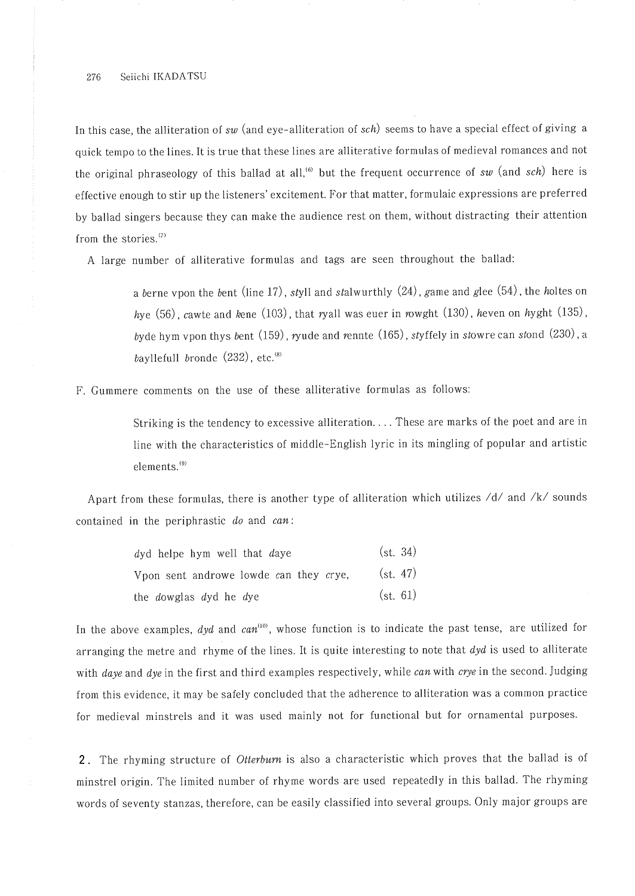In this case, the alliteration of *sw* (and eye-alliteration of *sch*) seems to have a special effect of giving a quick tempo to the lines. It is true that these lines are alliterative formulas of medieval romances and not the original phraseology of this ballad at all,[6] but the frequent occurrence of *sw* (and *sch*) here is effective enough to stir up the listeners' excitement. For that matter, formulaic expressions are preferred by ballad singers because they can make the audience rest on them, without distracting their attention from the stories.[7]

A large number of alliterative formulas and tags are seen throughout the ballad:

> a *b*erne vpon the *b*ent (line 17), *st*yll and *st*alwurthly (24), *g*ame and *g*lee (54), the *h*oltes on *h*ye (56), *c*awte and *k*ene (103), that *r*yall was euer in *r*owght (130), *h*even on *h*yght (135), *b*yde hym vpon thys *b*ent (159), *r*yude and *r*ennte (165), *st*yffely in *st*owre can *st*ond (230), a *b*ayllefull *b*ronde (232), etc.[8]

F. Gummere comments on the use of these alliterative formulas as follows:

> Striking is the tendency to excessive alliteration.... These are marks of the poet and are in line with the characteristics of middle-English lyric in its mingling of popular and artistic elements.[9]

Apart from these formulas, there is another type of alliteration which utilizes /d/ and /k/ sounds contained in the periphrastic *do* and *can*:

> *d*yd helpe hym well that *d*aye (st. 34)
> Vpon sent androwe lowde *c*an they *c*rye, (st. 47)
> the *d*owglas *d*yd he *d*ye (st. 61)

In the above examples, *dyd* and *can*[10], whose function is to indicate the past tense, are utilized for arranging the metre and rhyme of the lines. It is quite interesting to note that *dyd* is used to alliterate with *daye* and *dye* in the first and third examples respectively, while *can* with *crye* in the second. Judging from this evidence, it may be safely concluded that the adherence to alliteration was a common practice for medieval minstrels and it was used mainly not for functional but for ornamental purposes.

**2.** The rhyming structure of *Otterburn* is also a characteristic which proves that the ballad is of minstrel origin. The limited number of rhyme words are used repeatedly in this ballad. The rhyming words of seventy stanzas, therefore, can be easily classified into several groups. Only major groups are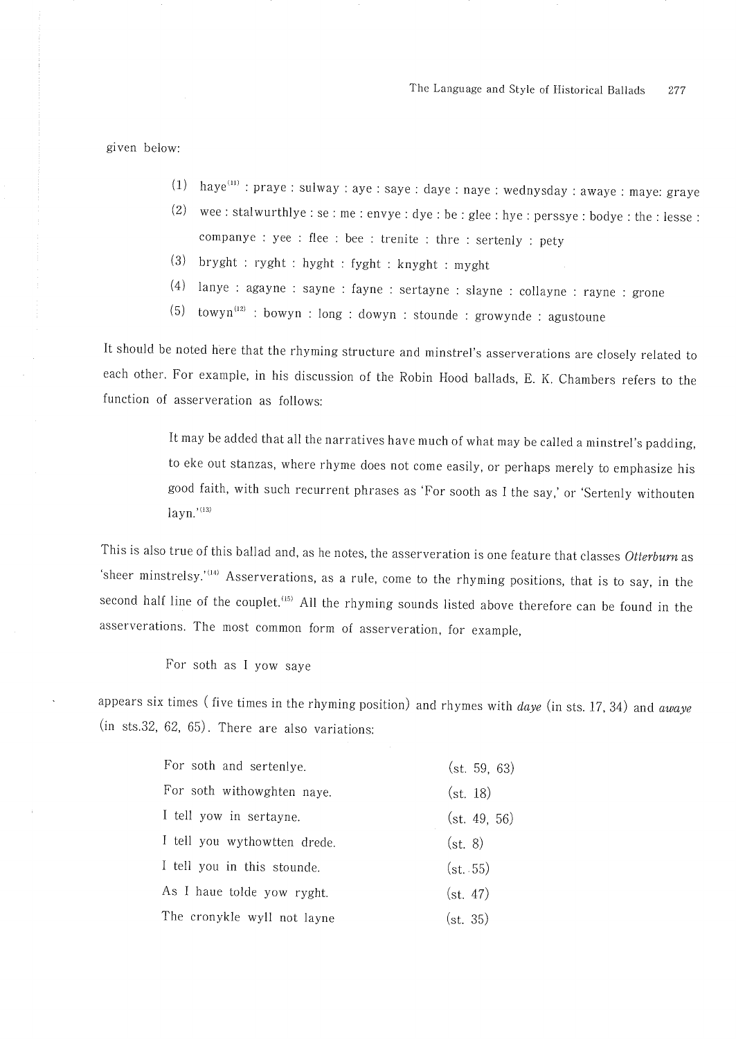given below:

(1) haye[11] : praye : sulway : aye : saye : daye : naye : wednysday : awaye : maye: graye
(2) wee : stalwurthlye : se : me : envye : dye : be : glee : hye : perssye : bodye : the : lesse : companye : yee : flee : bee : trenite : thre : sertenly : pety
(3) bryght : ryght : hyght : fyght : knyght : myght
(4) lanye : agayne : sayne : fayne : sertayne : slayne : collayne : rayne : grone
(5) towyn[12] : bowyn : long : dowyn : stounde : growynde : agustoune

It should be noted here that the rhyming structure and minstrel's asserverations are closely related to each other. For example, in his discussion of the Robin Hood ballads, E. K. Chambers refers to the function of asserveration as follows:

> It may be added that all the narratives have much of what may be called a minstrel's padding, to eke out stanzas, where rhyme does not come easily, or perhaps merely to emphasize his good faith, with such recurrent phrases as 'For sooth as I the say,' or 'Sertenly withouten layn.'[13]

This is also true of this ballad and, as he notes, the asserveration is one feature that classes *Otterburn* as 'sheer minstrelsy.'[14] Asserverations, as a rule, come to the rhyming positions, that is to say, in the second half line of the couplet.[15] All the rhyming sounds listed above therefore can be found in the asserverations. The most common form of asserveration, for example,

For soth as I yow saye

appears six times (five times in the rhyming position) and rhymes with *daye* (in sts. 17, 34) and *awaye* (in sts.32, 62, 65). There are also variations:

| | |
|---|---|
| For soth and sertenlye. | (st. 59, 63) |
| For soth withowghten naye. | (st. 18) |
| I tell yow in sertayne. | (st. 49, 56) |
| I tell you wythowtten drede. | (st. 8) |
| I tell you in this stounde. | (st. 55) |
| As I haue tolde yow ryght. | (st. 47) |
| The cronykle wyll not layne | (st. 35) |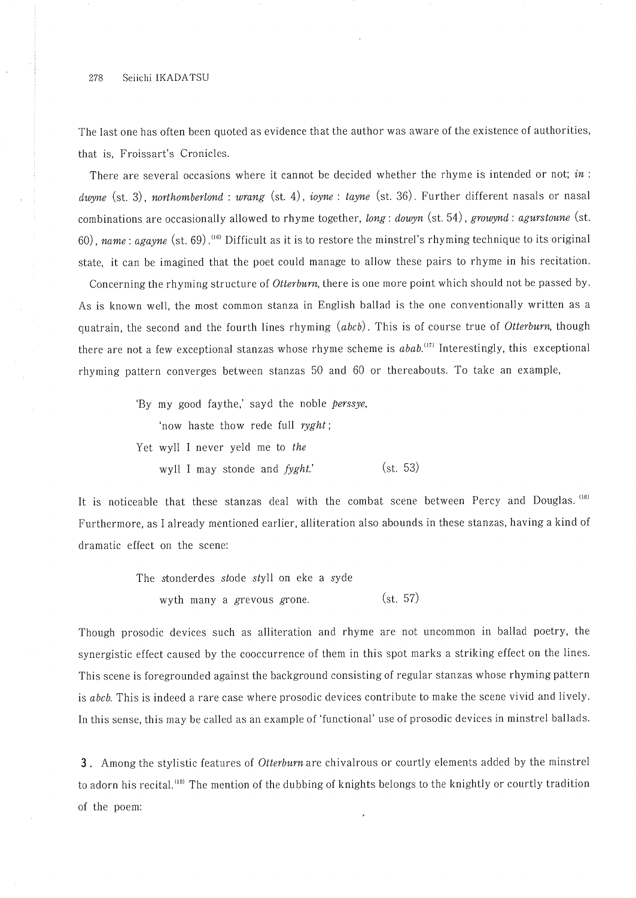The last one has often been quoted as evidence that the author was aware of the existence of authorities, that is, Froissart's Cronicles.

There are several occasions where it cannot be decided whether the rhyme is intended or not; *in* : *dwyne* (st. 3), *northomberlond* : *wrang* (st. 4), *ioyne* : *tayne* (st. 36). Further different nasals or nasal combinations are occasionally allowed to rhyme together, *long* : *dowyn* (st. 54), *growynd* : *agurstoune* (st. 60), *name* : *agayne* (st. 69).[16] Difficult as it is to restore the minstrel's rhyming technique to its original state, it can be imagined that the poet could manage to allow these pairs to rhyme in his recitation.

Concerning the rhyming structure of *Otterburn*, there is one more point which should not be passed by. As is known well, the most common stanza in English ballad is the one conventionally written as a quatrain, the second and the fourth lines rhyming (*abcb*). This is of course true of *Otterburn*, though there are not a few exceptional stanzas whose rhyme scheme is *abab*.[17] Interestingly, this exceptional rhyming pattern converges between stanzas 50 and 60 or thereabouts. To take an example,

> 'By my good faythe,' sayd the noble *perssye*,
> 'now haste thow rede full *ryght*;
> Yet wyll I never yeld me to *the*
> wyll I may stonde and *fyght*.' (st. 53)

It is noticeable that these stanzas deal with the combat scene between Percy and Douglas.[18] Furthermore, as I already mentioned earlier, alliteration also abounds in these stanzas, having a kind of dramatic effect on the scene:

> The *st*onderdes *st*ode *st*yll on eke a syde
> wyth many a *g*revous *g*rone. (st. 57)

Though prosodic devices such as alliteration and rhyme are not uncommon in ballad poetry, the synergistic effect caused by the cooccurrence of them in this spot marks a striking effect on the lines. This scene is foregrounded against the background consisting of regular stanzas whose rhyming pattern is *abcb*. This is indeed a rare case where prosodic devices contribute to make the scene vivid and lively. In this sense, this may be called as an example of 'functional' use of prosodic devices in minstrel ballads.

**3.** Among the stylistic features of *Otterburn* are chivalrous or courtly elements added by the minstrel to adorn his recital.[19] The mention of the dubbing of knights belongs to the knightly or courtly tradition of the poem: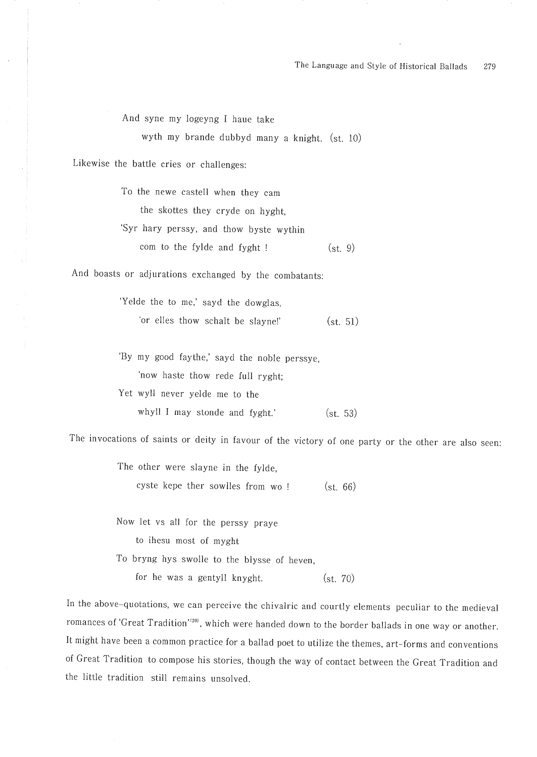And syne my logeyng I haue take  
wyth my brande dubbyd many a knight. (st. 10)

Likewise the battle cries or challenges:

To the newe castell when they cam  
the skottes they cryde on hyght,  
'Syr hary perssy, and thow byste wythin  
com to the fylde and fyght ! (st. 9)

And boasts or adjurations exchanged by the combatants:

'Yelde the to me,' sayd the dowglas,  
'or elles thow schalt be slayne!' (st. 51)

'By my good faythe,' sayd the noble perssye,  
'now haste thow rede full ryght;  
Yet wyll never yelde me to the  
whyll I may stonde and fyght.' (st. 53)

The invocations of saints or deity in favour of the victory of one party or the other are also seen:

The other were slayne in the fylde,  
cyste kepe ther sowlles from wo ! (st. 66)

Now let vs all for the perssy praye  
to ihesu most of myght  
To bryng hys swolle to the blysse of heven,  
for he was a gentyll knyght. (st. 70)

In the above-quotations, we can perceive the chivalric and courtly elements peculiar to the medieval romances of 'Great Tradition'[20], which were handed down to the border ballads in one way or another. It might have been a common practice for a ballad poet to utilize the themes, art-forms and conventions of Great Tradition to compose his stories, though the way of contact between the Great Tradition and the little tradition still remains unsolved.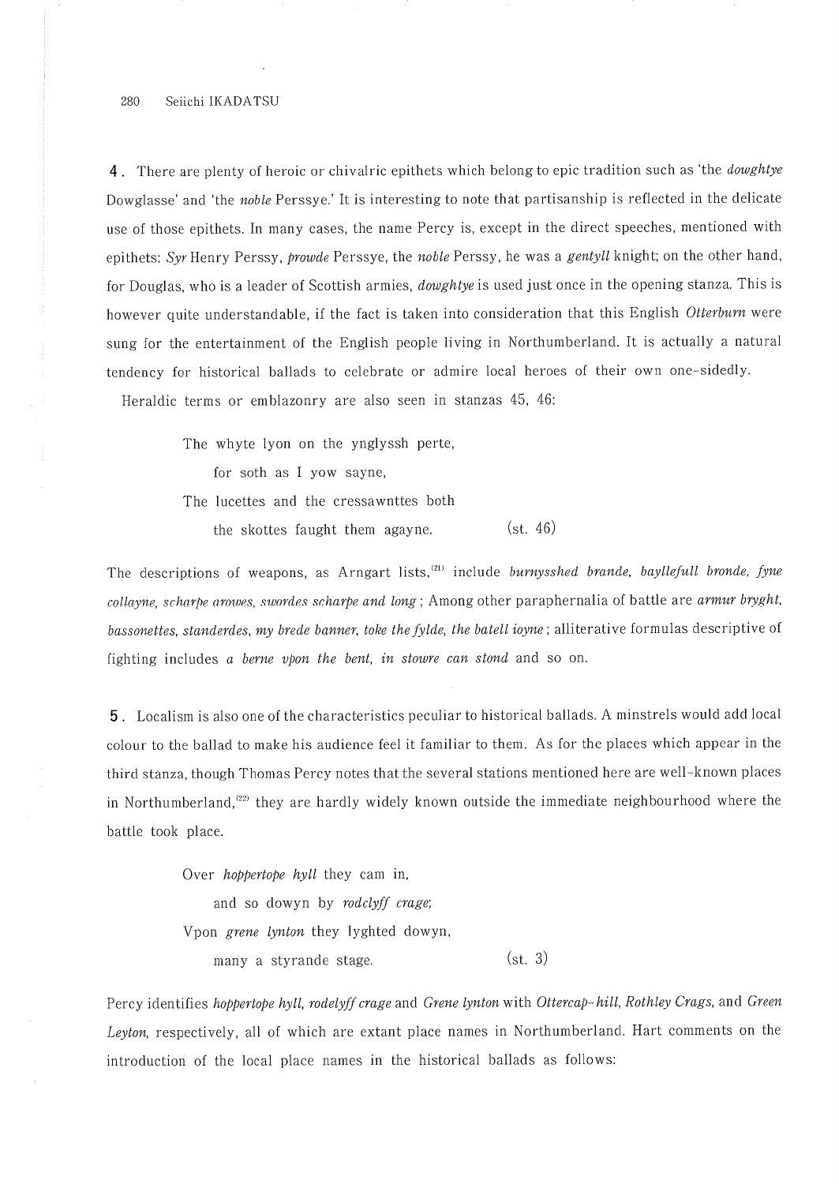**4**. There are plenty of heroic or chivalric epithets which belong to epic tradition such as 'the *dowghtye* Dowglasse' and 'the *noble* Perssye.' It is interesting to note that partisanship is reflected in the delicate use of those epithets. In many cases, the name Percy is, except in the direct speeches, mentioned with epithets: *Syr* Henry Perssy, *prowde* Perssye, the *noble* Perssy, he was a *gentyll* knight; on the other hand, for Douglas, who is a leader of Scottish armies, *dowghtye* is used just once in the opening stanza. This is however quite understandable, if the fact is taken into consideration that this English *Otterburn* were sung for the entertainment of the English people living in Northumberland. It is actually a natural tendency for historical ballads to celebrate or admire local heroes of their own one-sidedly.

Heraldic terms or emblazonry are also seen in stanzas 45, 46:

> The whyte lyon on the ynglyssh perte,
> for soth as I yow sayne,
> The lucettes and the cressawnttes both
> the skottes faught them agayne. (st. 46)

The descriptions of weapons, as Arngart lists,[21] include *burnysshed brande, bayllefull bronde, fyne collayne, scharpe arowes, swordes scharpe and long*; Among other paraphernalia of battle are *armur bryght, bassonettes, standerdes, my brede banner, toke the fylde, the batell ioyne*; alliterative formulas descriptive of fighting includes *a berne vpon the bent, in stowre can stond* and so on.

**5**. Localism is also one of the characteristics peculiar to historical ballads. A minstrels would add local colour to the ballad to make his audience feel it familiar to them. As for the places which appear in the third stanza, though Thomas Percy notes that the several stations mentioned here are well-known places in Northumberland,[22] they are hardly widely known outside the immediate neighbourhood where the battle took place.

> Over *hoppertope hyll* they cam in,
> and so dowyn by *rodclyff crage*;
> Vpon *grene lynton* they lyghted dowyn,
> many a styrande stage. (st. 3)

Percy identifies *hoppertope hyll, rodelyff crage* and *Grene lynton* with *Ottercap-hill, Rothley Crags,* and *Green Leyton*, respectively, all of which are extant place names in Northumberland. Hart comments on the introduction of the local place names in the historical ballads as follows: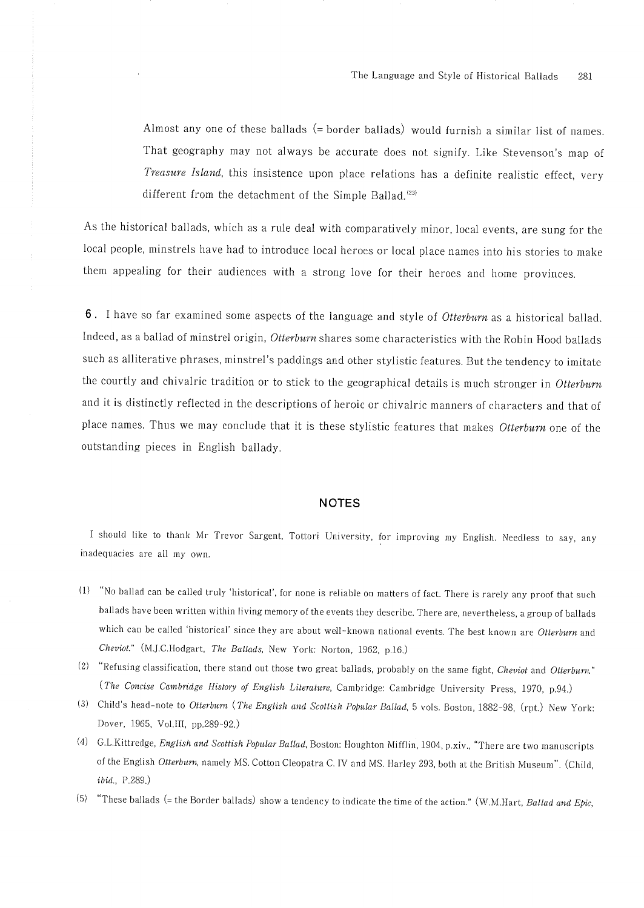> Almost any one of these ballads (= border ballads) would furnish a similar list of names. That geography may not always be accurate does not signify. Like Stevenson's map of *Treasure Island*, this insistence upon place relations has a definite realistic effect, very different from the detachment of the Simple Ballad.[23]

As the historical ballads, which as a rule deal with comparatively minor, local events, are sung for the local people, minstrels have had to introduce local heroes or local place names into his stories to make them appealing for their audiences with a strong love for their heroes and home provinces.

**6.** I have so far examined some aspects of the language and style of *Otterburn* as a historical ballad. Indeed, as a ballad of minstrel origin, *Otterburn* shares some characteristics with the Robin Hood ballads such as alliterative phrases, minstrel's paddings and other stylistic features. But the tendency to imitate the courtly and chivalric tradition or to stick to the geographical details is much stronger in *Otterburn* and it is distinctly reflected in the descriptions of heroic or chivalric manners of characters and that of place names. Thus we may conclude that it is these stylistic features that makes *Otterburn* one of the outstanding pieces in English ballady.

## NOTES

I should like to thank Mr Trevor Sargent, Tottori University, for improving my English. Needless to say, any inadequacies are all my own.

(1) "No ballad can be called truly 'historical', for none is reliable on matters of fact. There is rarely any proof that such ballads have been written within living memory of the events they describe. There are, nevertheless, a group of ballads which can be called 'historical' since they are about well-known national events. The best known are *Otterburn* and *Cheviot*." (M.J.C.Hodgart, *The Ballads*, New York: Norton, 1962, p.16.)

(2) "Refusing classification, there stand out those two great ballads, probably on the same fight, *Cheviot* and *Otterburn*." (*The Concise Cambridge History of English Literature*, Cambridge: Cambridge University Press, 1970, p.94.)

(3) Child's head-note to *Otterburn* (*The English and Scottish Popular Ballad*, 5 vols. Boston, 1882-98, (rpt.) New York: Dover, 1965, Vol.III, pp.289-92.)

(4) G.L.Kittredge, *English and Scottish Popular Ballad*, Boston: Houghton Mifflin, 1904, p.xiv., "There are two manuscripts of the English *Otterburn*, namely MS. Cotton Cleopatra C. IV and MS. Harley 293, both at the British Museum". (Child, *ibid*., P.289.)

(5) "These ballads (= the Border ballads) show a tendency to indicate the time of the action." (W.M.Hart, *Ballad and Epic*,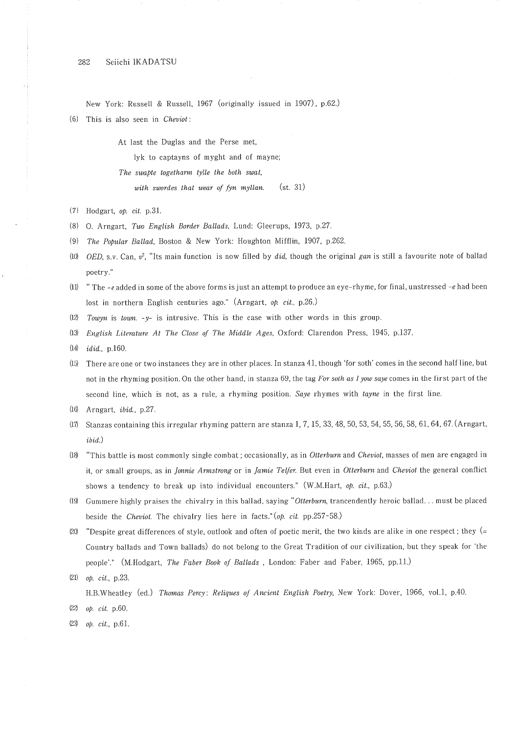New York: Russell & Russell, 1967 (originally issued in 1907), p.62.)

(6) This is also seen in *Cheviot*:

> At last the Duglas and the Perse met,
> lyk to captayns of myght and of mayne;
> *The swapte togetharm tylle the both swat,*
> *with swordes that wear of fyn myllan.* (st. 31)

(7) Hodgart, *op. cit.* p.31.

(8) O. Arngart, *Two English Border Ballads*, Lund: Gleerups, 1973, p.27.

(9) *The Popular Ballad*, Boston & New York: Houghton Mifflin, 1907, p.262.

(10) *OED*, s.v. Can, $v^2$, "Its main function is now filled by *did*, though the original *gan* is still a favourite note of ballad poetry."

(11) " The *-e* added in some of the above forms is just an attempt to produce an eye-rhyme, for final, unstressed *-e* had been lost in northern English centuries ago." (Arngart, *op. cit.*, p.26.)

(12) *Towyn* is *town*. *-y-* is intrusive. This is the case with other words in this group.

(13) *English Literature At The Close of The Middle Ages*, Oxford: Clarendon Press, 1945, p.137.

(14) *idid.*, p.160.

(15) There are one or two instances they are in other places. In stanza 41, though 'for soth' comes in the second half line, but not in the rhyming position. On the other hand, in stanza 69, the tag *For soth as I yow saye* comes in the first part of the second line, which is not, as a rule, a rhyming position. *Saye* rhymes with *tayne* in the first line.

(16) Arngart, *ibid.*, p.27.

(17) Stanzas containing this irregular rhyming pattern are stanza 1, 7, 15, 33, 48, 50, 53, 54, 55, 56, 58, 61, 64, 67. (Arngart, *ibid.*)

(18) "This battle is most commonly single combat ; occasionally, as in *Otterburn* and *Cheviot*, masses of men are engaged in it, or small groups, as in *Jonnie Armstrong* or in *Jamie Telfer*. But even in *Otterburn* and *Cheviot* the general conflict shows a tendency to break up into individual encounters." (W.M.Hart, *op. cit.*, p.63.)

(19) Gummere highly praises the chivalry in this ballad, saying "*Otterburn*, trancendently heroic ballad... must be placed beside the *Cheviot*. The chivalry lies here in facts." (*op. cit.* pp.257-58.)

(20) "Despite great differences of style, outlook and often of poetic merit, the two kinds are alike in one respect ; they (= Country ballads and Town ballads) do not belong to the Great Tradition of our civilization, but they speak for 'the people'." (M.Hodgart, *The Faber Book of Ballads* , London: Faber and Faber, 1965, pp.11.)

(21) *op. cit.*, p.23.
H.B.Wheatley (ed.) *Thomas Percy: Reliques of Ancient English Poetry*, New York: Dover, 1966, vol.1, p.40.

(22) *op. cit.* p.60.

(23) *op. cit.*, p.61.